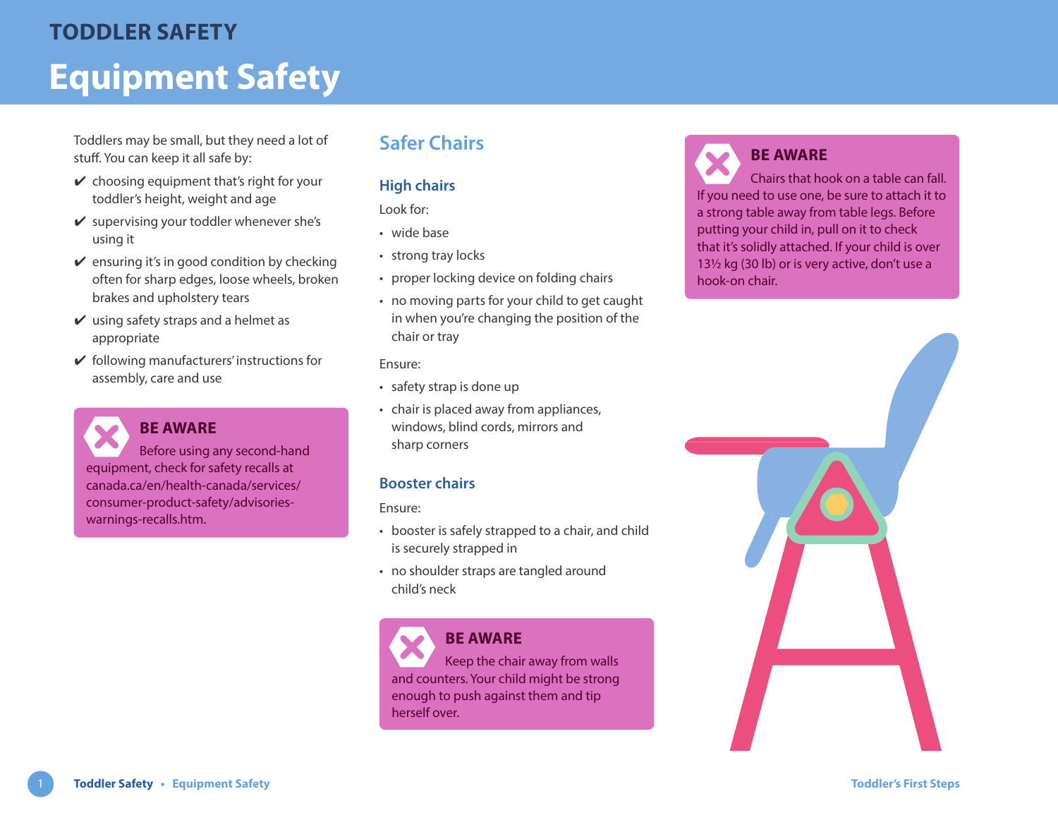# TODDLER SAFETY

# Equipment Safety

Toddlers may be small, but they need a lot of stuff. You can keep it all safe by:

- ✔ choosing equipment that's right for your toddler's height, weight and age
- ✔ supervising your toddler whenever she's using it
- ✔ ensuring it's in good condition by checking often for sharp edges, loose wheels, broken brakes and upholstery tears
- ✔ using safety straps and a helmet as appropriate
- ✔ following manufacturers' instructions for assembly, care and use

> **BE AWARE**
>
> Before using any second-hand equipment, check for safety recalls at canada.ca/en/health-canada/services/consumer-product-safety/advisories-warnings-recalls.htm.

## Safer Chairs

### High chairs

Look for:

- wide base
- strong tray locks
- proper locking device on folding chairs
- no moving parts for your child to get caught in when you're changing the position of the chair or tray

Ensure:

- safety strap is done up
- chair is placed away from appliances, windows, blind cords, mirrors and sharp corners

### Booster chairs

Ensure:

- booster is safely strapped to a chair, and child is securely strapped in
- no shoulder straps are tangled around child's neck

> **BE AWARE**
>
> Keep the chair away from walls and counters. Your child might be strong enough to push against them and tip herself over.

> **BE AWARE**
>
> Chairs that hook on a table can fall. If you need to use one, be sure to attach it to a strong table away from table legs. Before putting your child in, pull on it to check that it's solidly attached. If your child is over 13½ kg (30 lb) or is very active, don't use a hook-on chair.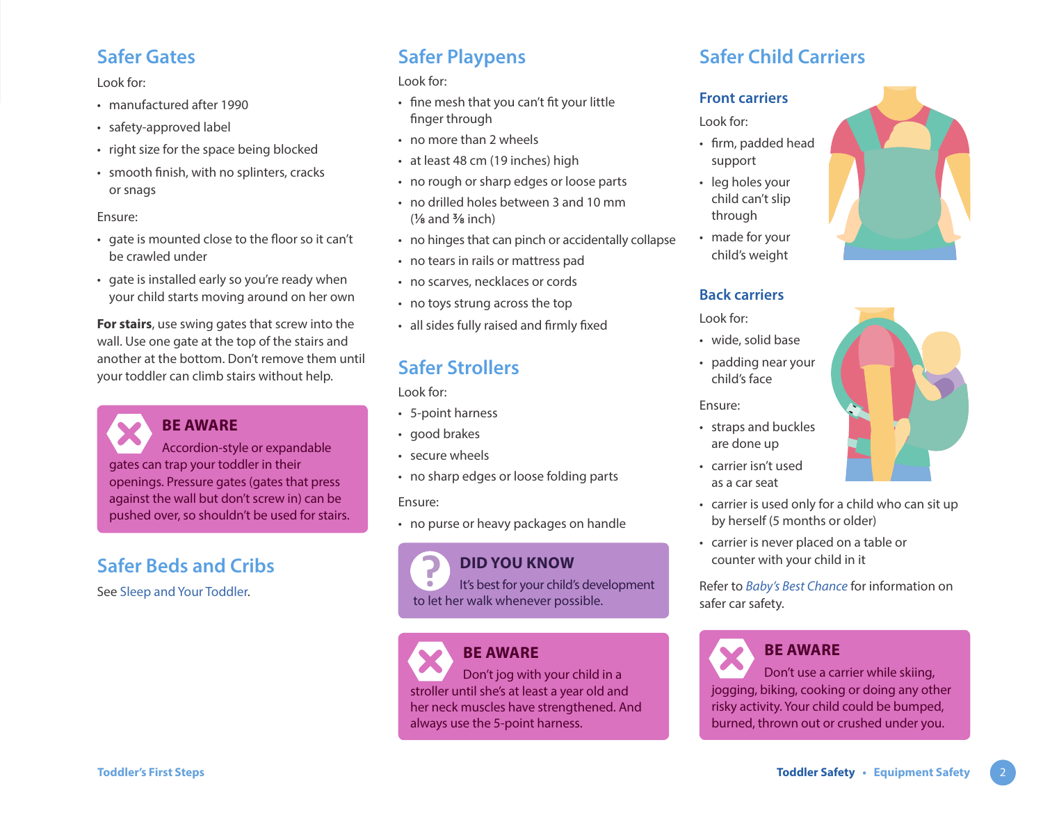## Safer Gates

Look for:

- manufactured after 1990
- safety-approved label
- right size for the space being blocked
- smooth finish, with no splinters, cracks or snags

Ensure:

- gate is mounted close to the floor so it can't be crawled under
- gate is installed early so you're ready when your child starts moving around on her own

**For stairs**, use swing gates that screw into the wall. Use one gate at the top of the stairs and another at the bottom. Don't remove them until your toddler can climb stairs without help.

> **BE AWARE**
>
> Accordion-style or expandable gates can trap your toddler in their openings. Pressure gates (gates that press against the wall but don't screw in) can be pushed over, so shouldn't be used for stairs.

## Safer Beds and Cribs

See Sleep and Your Toddler.

## Safer Playpens

Look for:

- fine mesh that you can't fit your little finger through
- no more than 2 wheels
- at least 48 cm (19 inches) high
- no rough or sharp edges or loose parts
- no drilled holes between 3 and 10 mm (⅛ and ⅜ inch)
- no hinges that can pinch or accidentally collapse
- no tears in rails or mattress pad
- no scarves, necklaces or cords
- no toys strung across the top
- all sides fully raised and firmly fixed

## Safer Strollers

Look for:

- 5-point harness
- good brakes
- secure wheels
- no sharp edges or loose folding parts

Ensure:

- no purse or heavy packages on handle

> **DID YOU KNOW**
>
> It's best for your child's development to let her walk whenever possible.

> **BE AWARE**
>
> Don't jog with your child in a stroller until she's at least a year old and her neck muscles have strengthened. And always use the 5-point harness.

## Safer Child Carriers

### Front carriers

Look for:

- firm, padded head support
- leg holes your child can't slip through
- made for your child's weight

### Back carriers

Look for:

- wide, solid base
- padding near your child's face

Ensure:

- straps and buckles are done up
- carrier isn't used as a car seat
- carrier is used only for a child who can sit up by herself (5 months or older)
- carrier is never placed on a table or counter with your child in it

Refer to *Baby's Best Chance* for information on safer car safety.

> **BE AWARE**
>
> Don't use a carrier while skiing, jogging, biking, cooking or doing any other risky activity. Your child could be bumped, burned, thrown out or crushed under you.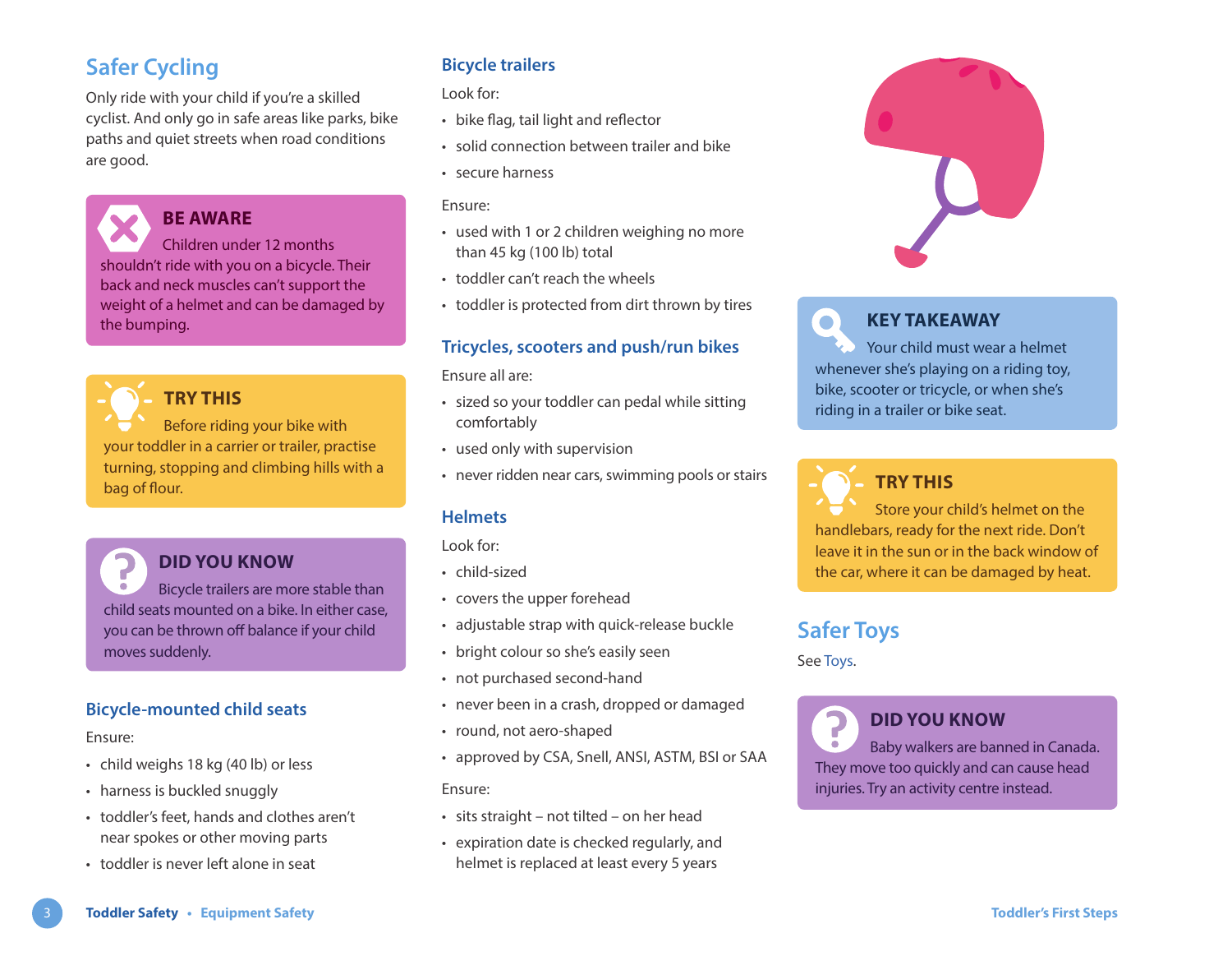## Safer Cycling

Only ride with your child if you're a skilled cyclist. And only go in safe areas like parks, bike paths and quiet streets when road conditions are good.

**BE AWARE**

Children under 12 months shouldn't ride with you on a bicycle. Their back and neck muscles can't support the weight of a helmet and can be damaged by the bumping.

**TRY THIS**

Before riding your bike with your toddler in a carrier or trailer, practise turning, stopping and climbing hills with a bag of flour.

**DID YOU KNOW**

Bicycle trailers are more stable than child seats mounted on a bike. In either case, you can be thrown off balance if your child moves suddenly.

### Bicycle-mounted child seats

Ensure:

- child weighs 18 kg (40 lb) or less
- harness is buckled snuggly
- toddler's feet, hands and clothes aren't near spokes or other moving parts
- toddler is never left alone in seat

### Bicycle trailers

Look for:

- bike flag, tail light and reflector
- solid connection between trailer and bike
- secure harness

Ensure:

- used with 1 or 2 children weighing no more than 45 kg (100 lb) total
- toddler can't reach the wheels
- toddler is protected from dirt thrown by tires

### Tricycles, scooters and push/run bikes

Ensure all are:

- sized so your toddler can pedal while sitting comfortably
- used only with supervision
- never ridden near cars, swimming pools or stairs

### Helmets

Look for:

- child-sized
- covers the upper forehead
- adjustable strap with quick-release buckle
- bright colour so she's easily seen
- not purchased second-hand
- never been in a crash, dropped or damaged
- round, not aero-shaped
- approved by CSA, Snell, ANSI, ASTM, BSI or SAA

Ensure:

- sits straight – not tilted – on her head
- expiration date is checked regularly, and helmet is replaced at least every 5 years

**KEY TAKEAWAY**

Your child must wear a helmet whenever she's playing on a riding toy, bike, scooter or tricycle, or when she's riding in a trailer or bike seat.

**TRY THIS**

Store your child's helmet on the handlebars, ready for the next ride. Don't leave it in the sun or in the back window of the car, where it can be damaged by heat.

## Safer Toys

See Toys.

**DID YOU KNOW**

Baby walkers are banned in Canada. They move too quickly and can cause head injuries. Try an activity centre instead.